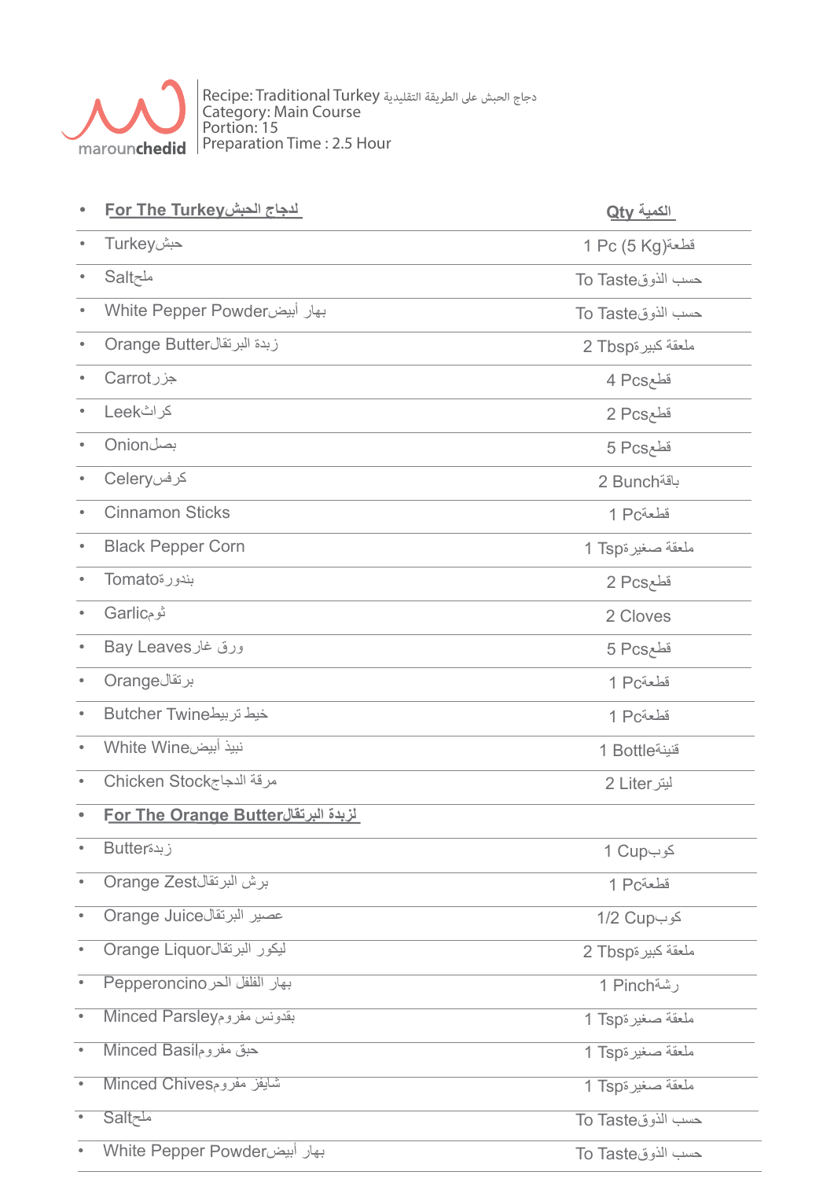marounchedid

Recipe: Traditional Turkey دجاج الحبش على الطريقة التقليدية
Category: Main Course
Portion: 15
Preparation Time : 2.5 Hour

| **For The Turkey لدجاج الحبش** | **Qty الكمية** |
|---|---|
| Turkey حبش | 1 Pc (5 Kg) قطعة |
| Salt ملح | To Taste حسب الذوق |
| White Pepper Powder بهار أبيض | To Taste حسب الذوق |
| Orange Butter زبدة البرتقال | 2 Tbsp ملعقة كبيرة |
| Carrot جزر | 4 Pcs قطع |
| Leek كراث | 2 Pcs قطع |
| Onion بصل | 5 Pcs قطع |
| Celery كرفس | 2 Bunch باقة |
| Cinnamon Sticks | 1 Pc قطعة |
| Black Pepper Corn | 1 Tsp ملعقة صغيرة |
| Tomato بندورة | 2 Pcs قطع |
| Garlic ثوم | 2 Cloves |
| Bay Leaves ورق غار | 5 Pcs قطع |
| Orange برتقال | 1 Pc قطعة |
| Butcher Twine خيط تربيط | 1 Pc قطعة |
| White Wine نبيذ أبيض | 1 Bottle قنينة |
| Chicken Stock مرقة الدجاج | 2 Liter ليتر |
| **For The Orange Butter لزبدة البرتقال** | |
| Butter زبدة | 1 Cup كوب |
| Orange Zest برش البرتقال | 1 Pc قطعة |
| Orange Juice عصير البرتقال | 1/2 Cup كوب |
| Orange Liquor ليكور البرتقال | 2 Tbsp ملعقة كبيرة |
| Pepperoncino بهار الفلفل الحر | 1 Pinch رشة |
| Minced Parsley بقدونس مفروم | 1 Tsp ملعقة صغيرة |
| Minced Basil حبق مفروم | 1 Tsp ملعقة صغيرة |
| Minced Chives شايفز مفروم | 1 Tsp ملعقة صغيرة |
| Salt ملح | To Taste حسب الذوق |
| White Pepper Powder بهار أبيض | To Taste حسب الذوق |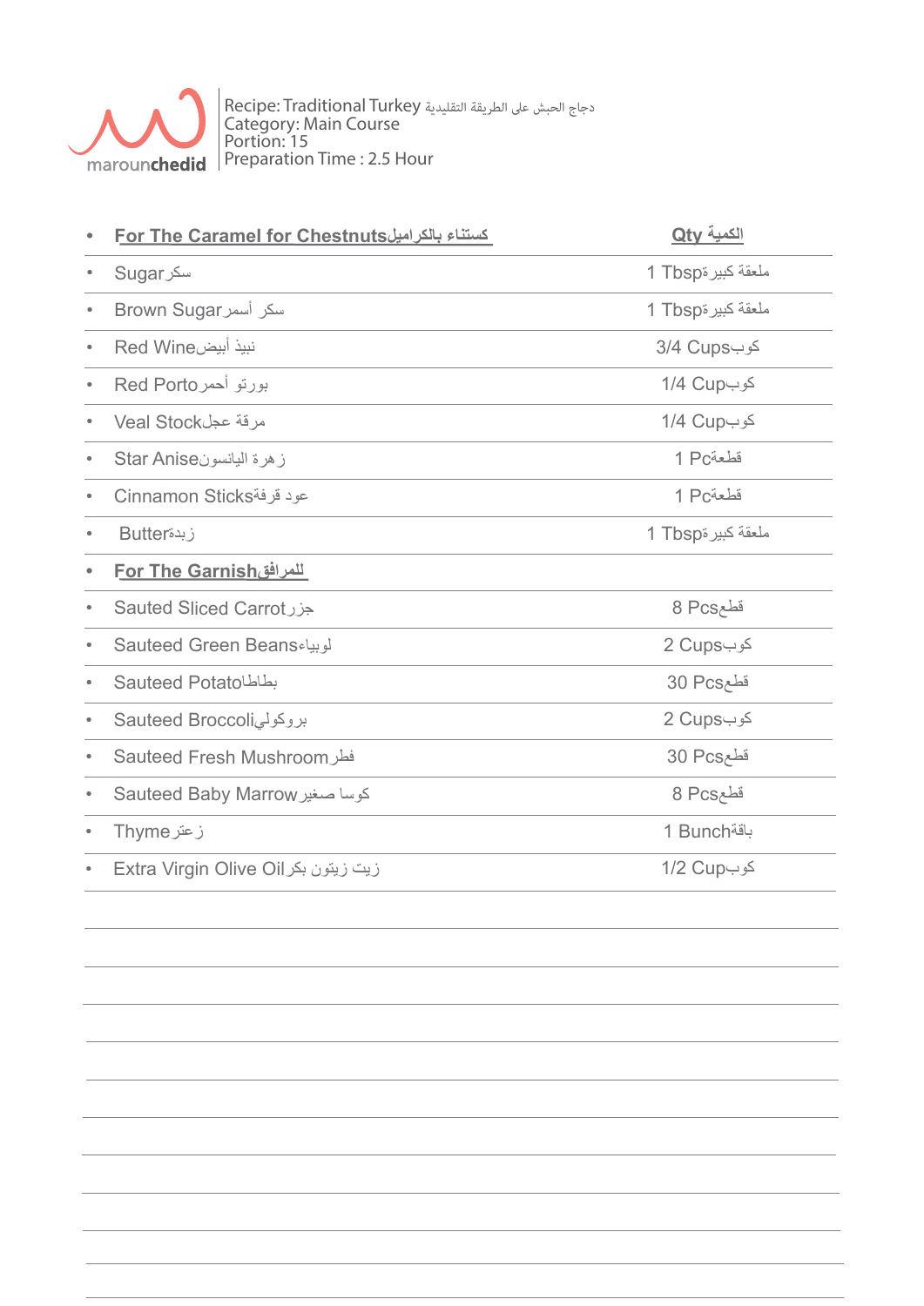Recipe: Traditional Turkey دجاج الحبش على الطريقة التقليدية
Category: Main Course
Portion: 15
Preparation Time : 2.5 Hour

| **For The Caramel for Chestnuts كستناء بالكراميل** | **Qty الكمية** |
|---|---|
| Sugar سكر | 1 Tbsp ملعقة كبيرة |
| Brown Sugar سكر أسمر | 1 Tbsp ملعقة كبيرة |
| Red Wine نبيذ أبيض | 3/4 Cups كوب |
| Red Porto بورتو أحمر | 1/4 Cup كوب |
| Veal Stock مرقة عجل | 1/4 Cup كوب |
| Star Anise زهرة اليانسون | 1 Pc قطعة |
| Cinnamon Sticks عود قرفة | 1 Pc قطعة |
| Butter زبدة | 1 Tbsp ملعقة كبيرة |
| **For The Garnish للمرافق** | |
| Sauted Sliced Carrot جزر | 8 Pcs قطع |
| Sauteed Green Beans لوبياء | 2 Cups كوب |
| Sauteed Potato بطاطا | 30 Pcs قطع |
| Sauteed Broccoli بروكولي | 2 Cups كوب |
| Sauteed Fresh Mushroom فطر | 30 Pcs قطع |
| Sauteed Baby Marrow كوسا صغير | 8 Pcs قطع |
| Thyme زعتر | 1 Bunch باقة |
| Extra Virgin Olive Oil زيت زيتون بكر | 1/2 Cup كوب |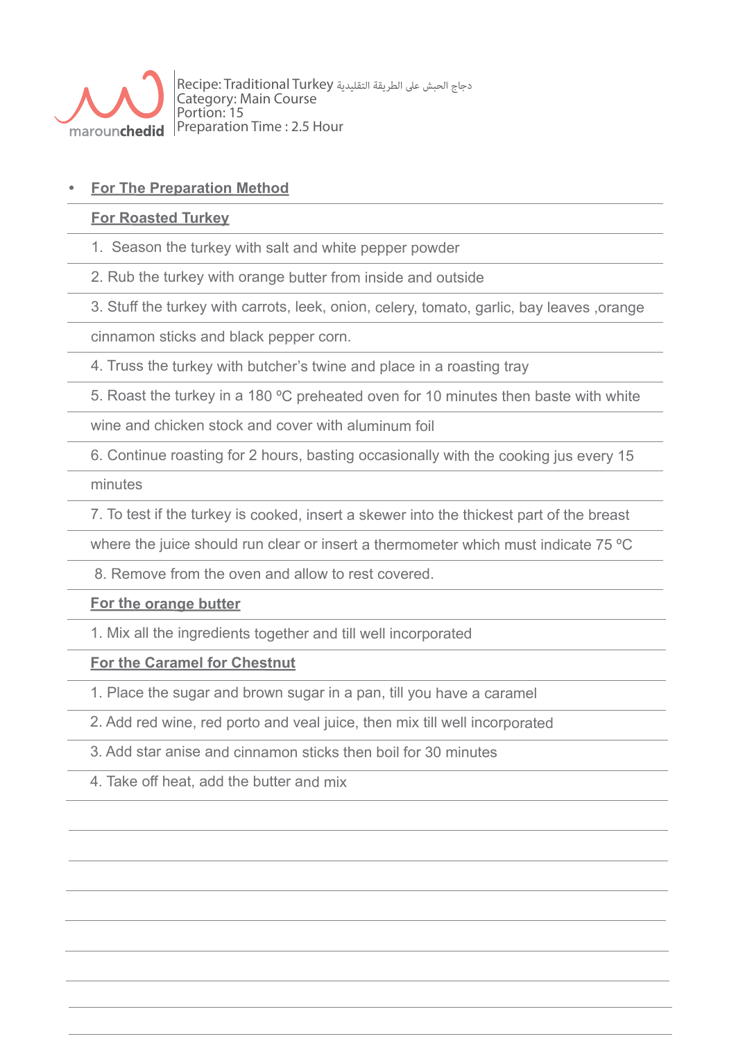marounchedid

Recipe: Traditional Turkey دجاج الحبش على الطريقة التقليدية
Category: Main Course
Portion: 15
Preparation Time : 2.5 Hour

- **For The Preparation Method**

**For Roasted Turkey**

1. Season the turkey with salt and white pepper powder
2. Rub the turkey with orange butter from inside and outside
3. Stuff the turkey with carrots, leek, onion, celery, tomato, garlic, bay leaves ,orange cinnamon sticks and black pepper corn.
4. Truss the turkey with butcher's twine and place in a roasting tray
5. Roast the turkey in a 180 ºC preheated oven for 10 minutes then baste with white wine and chicken stock and cover with aluminum foil
6. Continue roasting for 2 hours, basting occasionally with the cooking jus every 15 minutes
7. To test if the turkey is cooked, insert a skewer into the thickest part of the breast where the juice should run clear or insert a thermometer which must indicate 75 ºC
8. Remove from the oven and allow to rest covered.

**For the orange butter**

1. Mix all the ingredients together and till well incorporated

**For the Caramel for Chestnut**

1. Place the sugar and brown sugar in a pan, till you have a caramel
2. Add red wine, red porto and veal juice, then mix till well incorporated
3. Add star anise and cinnamon sticks then boil for 30 minutes
4. Take off heat, add the butter and mix